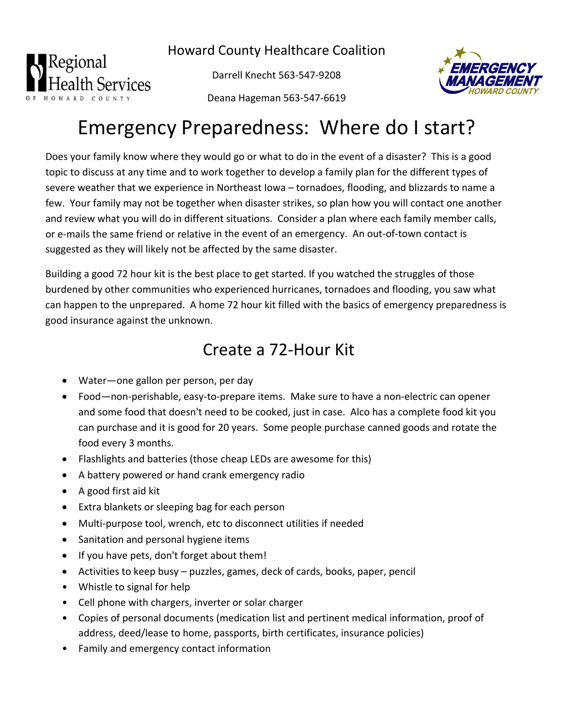Regional Health Services of Howard County

Howard County Healthcare Coalition

Darrell Knecht 563-547-9208

Deana Hageman 563-547-6619

Emergency Management Howard County

# Emergency Preparedness: Where do I start?

Does your family know where they would go or what to do in the event of a disaster? This is a good topic to discuss at any time and to work together to develop a family plan for the different types of severe weather that we experience in Northeast Iowa – tornadoes, flooding, and blizzards to name a few. Your family may not be together when disaster strikes, so plan how you will contact one another and review what you will do in different situations. Consider a plan where each family member calls, or e-mails the same friend or relative in the event of an emergency. An out-of-town contact is suggested as they will likely not be affected by the same disaster.

Building a good 72 hour kit is the best place to get started. If you watched the struggles of those burdened by other communities who experienced hurricanes, tornadoes and flooding, you saw what can happen to the unprepared. A home 72 hour kit filled with the basics of emergency preparedness is good insurance against the unknown.

## Create a 72-Hour Kit

- Water—one gallon per person, per day
- Food—non-perishable, easy-to-prepare items. Make sure to have a non-electric can opener and some food that doesn't need to be cooked, just in case. Alco has a complete food kit you can purchase and it is good for 20 years. Some people purchase canned goods and rotate the food every 3 months.
- Flashlights and batteries (those cheap LEDs are awesome for this)
- A battery powered or hand crank emergency radio
- A good first aid kit
- Extra blankets or sleeping bag for each person
- Multi-purpose tool, wrench, etc to disconnect utilities if needed
- Sanitation and personal hygiene items
- If you have pets, don't forget about them!
- Activities to keep busy – puzzles, games, deck of cards, books, paper, pencil
- Whistle to signal for help
- Cell phone with chargers, inverter or solar charger
- Copies of personal documents (medication list and pertinent medical information, proof of address, deed/lease to home, passports, birth certificates, insurance policies)
- Family and emergency contact information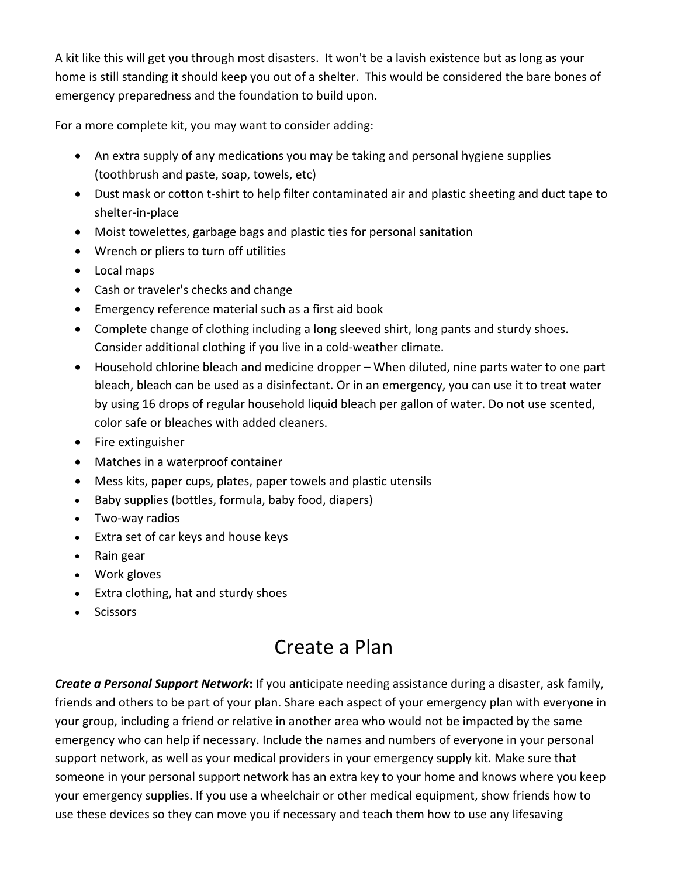A kit like this will get you through most disasters. It won't be a lavish existence but as long as your home is still standing it should keep you out of a shelter. This would be considered the bare bones of emergency preparedness and the foundation to build upon.

For a more complete kit, you may want to consider adding:

- An extra supply of any medications you may be taking and personal hygiene supplies (toothbrush and paste, soap, towels, etc)
- Dust mask or cotton t-shirt to help filter contaminated air and plastic sheeting and duct tape to shelter-in-place
- Moist towelettes, garbage bags and plastic ties for personal sanitation
- Wrench or pliers to turn off utilities
- Local maps
- Cash or traveler's checks and change
- Emergency reference material such as a first aid book
- Complete change of clothing including a long sleeved shirt, long pants and sturdy shoes. Consider additional clothing if you live in a cold-weather climate.
- Household chlorine bleach and medicine dropper – When diluted, nine parts water to one part bleach, bleach can be used as a disinfectant. Or in an emergency, you can use it to treat water by using 16 drops of regular household liquid bleach per gallon of water. Do not use scented, color safe or bleaches with added cleaners.
- Fire extinguisher
- Matches in a waterproof container
- Mess kits, paper cups, plates, paper towels and plastic utensils
- Baby supplies (bottles, formula, baby food, diapers)
- Two-way radios
- Extra set of car keys and house keys
- Rain gear
- Work gloves
- Extra clothing, hat and sturdy shoes
- Scissors

# Create a Plan

***Create a Personal Support Network*:** If you anticipate needing assistance during a disaster, ask family, friends and others to be part of your plan. Share each aspect of your emergency plan with everyone in your group, including a friend or relative in another area who would not be impacted by the same emergency who can help if necessary. Include the names and numbers of everyone in your personal support network, as well as your medical providers in your emergency supply kit. Make sure that someone in your personal support network has an extra key to your home and knows where you keep your emergency supplies. If you use a wheelchair or other medical equipment, show friends how to use these devices so they can move you if necessary and teach them how to use any lifesaving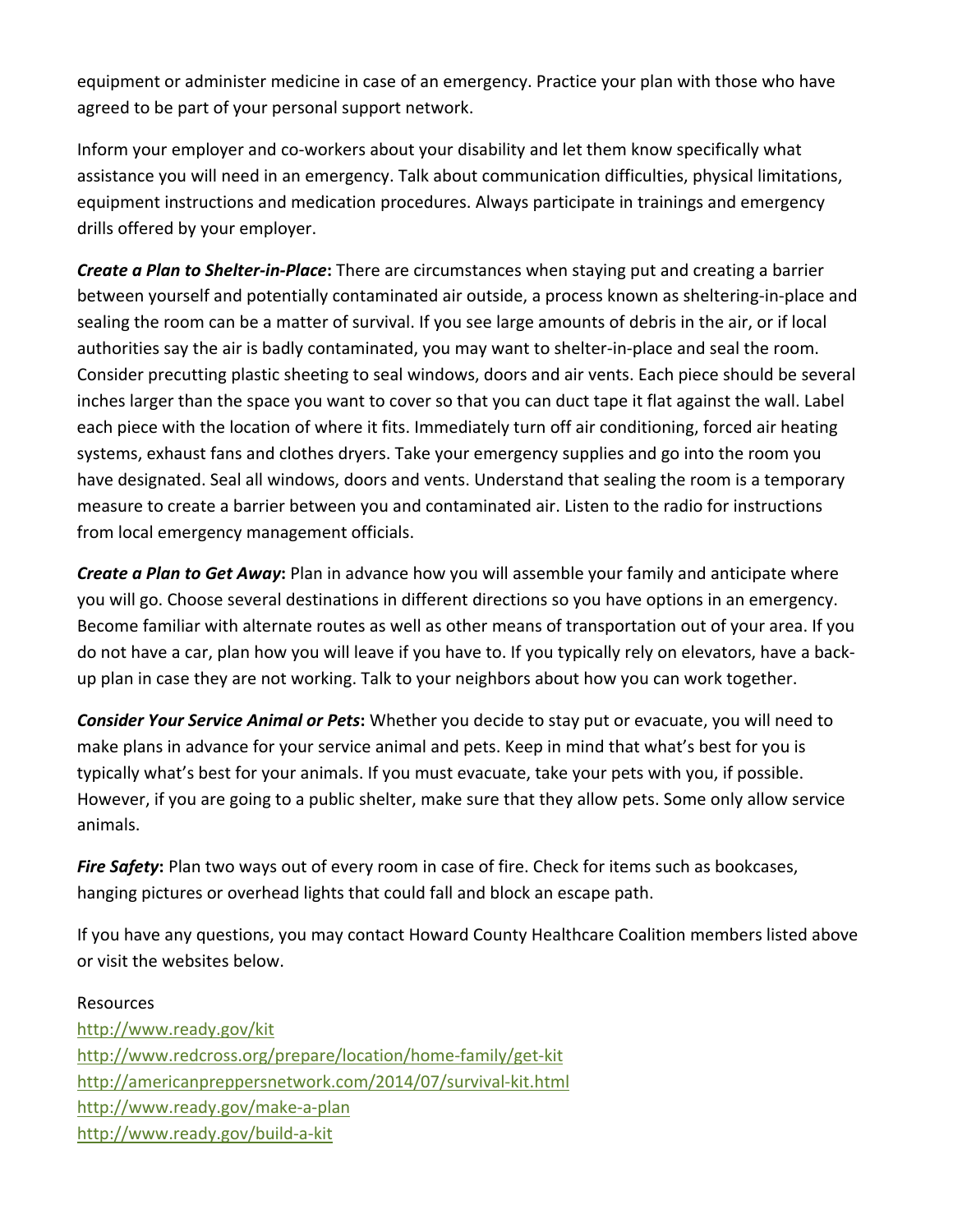equipment or administer medicine in case of an emergency. Practice your plan with those who have agreed to be part of your personal support network.

Inform your employer and co-workers about your disability and let them know specifically what assistance you will need in an emergency. Talk about communication difficulties, physical limitations, equipment instructions and medication procedures. Always participate in trainings and emergency drills offered by your employer.

***Create a Plan to Shelter-in-Place*:** There are circumstances when staying put and creating a barrier between yourself and potentially contaminated air outside, a process known as sheltering-in-place and sealing the room can be a matter of survival. If you see large amounts of debris in the air, or if local authorities say the air is badly contaminated, you may want to shelter-in-place and seal the room. Consider precutting plastic sheeting to seal windows, doors and air vents. Each piece should be several inches larger than the space you want to cover so that you can duct tape it flat against the wall. Label each piece with the location of where it fits. Immediately turn off air conditioning, forced air heating systems, exhaust fans and clothes dryers. Take your emergency supplies and go into the room you have designated. Seal all windows, doors and vents. Understand that sealing the room is a temporary measure to create a barrier between you and contaminated air. Listen to the radio for instructions from local emergency management officials.

***Create a Plan to Get Away*:** Plan in advance how you will assemble your family and anticipate where you will go. Choose several destinations in different directions so you have options in an emergency. Become familiar with alternate routes as well as other means of transportation out of your area. If you do not have a car, plan how you will leave if you have to. If you typically rely on elevators, have a back-up plan in case they are not working. Talk to your neighbors about how you can work together.

***Consider Your Service Animal or Pets*:** Whether you decide to stay put or evacuate, you will need to make plans in advance for your service animal and pets. Keep in mind that what's best for you is typically what's best for your animals. If you must evacuate, take your pets with you, if possible. However, if you are going to a public shelter, make sure that they allow pets. Some only allow service animals.

***Fire Safety*:** Plan two ways out of every room in case of fire. Check for items such as bookcases, hanging pictures or overhead lights that could fall and block an escape path.

If you have any questions, you may contact Howard County Healthcare Coalition members listed above or visit the websites below.

Resources
http://www.ready.gov/kit
http://www.redcross.org/prepare/location/home-family/get-kit
http://americanpreppersnetwork.com/2014/07/survival-kit.html
http://www.ready.gov/make-a-plan
http://www.ready.gov/build-a-kit